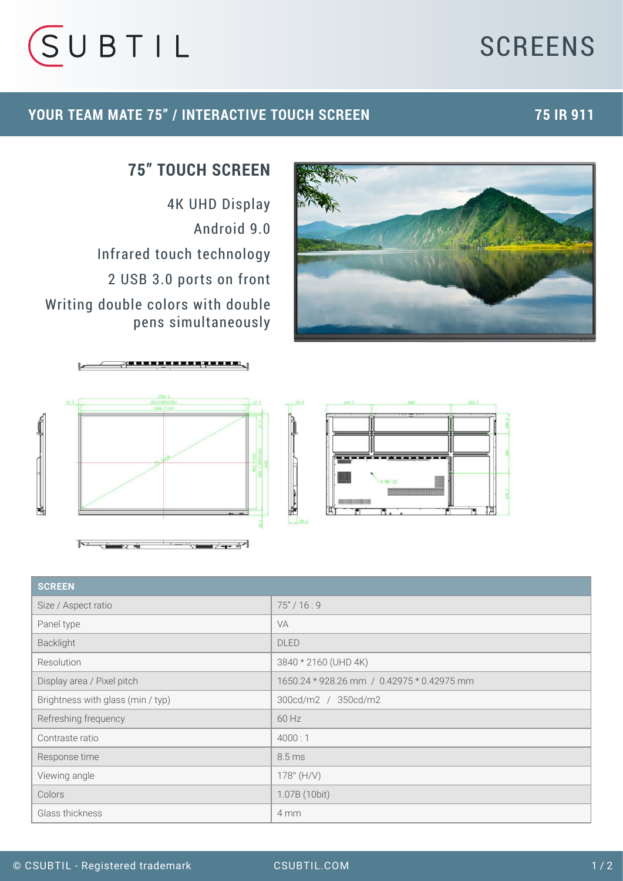# SUBTIL SCREENS

## YOUR TEAM MATE 75" / INTERACTIVE TOUCH SCREEN — 75 IR 911

### 75" TOUCH SCREEN

4K UHD Display

Android 9.0

Infrared touch technology

2 USB 3.0 ports on front

Writing double colors with double pens simultaneously

| SCREEN | |
|---|---|
| Size / Aspect ratio | 75" / 16 : 9 |
| Panel type | VA |
| Backlight | DLED |
| Resolution | 3840 * 2160 (UHD 4K) |
| Display area / Pixel pitch | 1650.24 * 928.26 mm / 0.42975 * 0.42975 mm |
| Brightness with glass (min / typ) | 300cd/m2 / 350cd/m2 |
| Refreshing frequency | 60 Hz |
| Contraste ratio | 4000 : 1 |
| Response time | 8.5 ms |
| Viewing angle | 178° (H/V) |
| Colors | 1.07B (10bit) |
| Glass thickness | 4 mm |

© CSUBTIL - Registered trademark    CSUBTIL.COM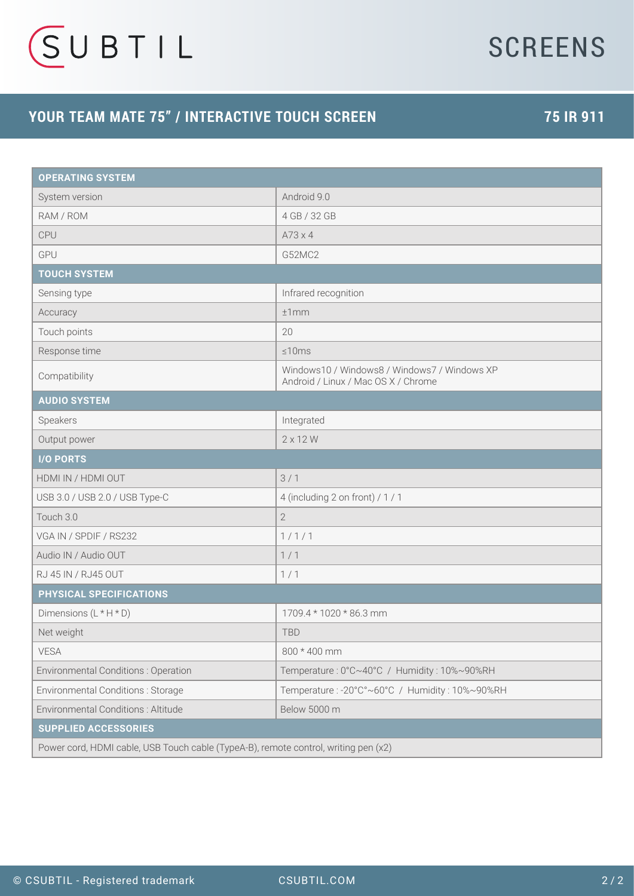# YOUR TEAM MATE 75" / INTERACTIVE TOUCH SCREEN

**75 IR 911**

| | |
|---|---|
| **OPERATING SYSTEM** | |
| System version | Android 9.0 |
| RAM / ROM | 4 GB / 32 GB |
| CPU | A73 x 4 |
| GPU | G52MC2 |
| **TOUCH SYSTEM** | |
| Sensing type | Infrared recognition |
| Accuracy | ±1mm |
| Touch points | 20 |
| Response time | ≤10ms |
| Compatibility | Windows10 / Windows8 / Windows7 / Windows XP Android / Linux / Mac OS X / Chrome |
| **AUDIO SYSTEM** | |
| Speakers | Integrated |
| Output power | 2 x 12 W |
| **I/O PORTS** | |
| HDMI IN / HDMI OUT | 3 / 1 |
| USB 3.0 / USB 2.0 / USB Type-C | 4 (including 2 on front) / 1 / 1 |
| Touch 3.0 | 2 |
| VGA IN / SPDIF / RS232 | 1 / 1 / 1 |
| Audio IN / Audio OUT | 1 / 1 |
| RJ 45 IN / RJ45 OUT | 1 / 1 |
| **PHYSICAL SPECIFICATIONS** | |
| Dimensions (L * H * D) | 1709.4 * 1020 * 86.3 mm |
| Net weight | TBD |
| VESA | 800 * 400 mm |
| Environmental Conditions : Operation | Temperature : 0°C~40°C / Humidity : 10%~90%RH |
| Environmental Conditions : Storage | Temperature : -20°C°~60°C / Humidity : 10%~90%RH |
| Environmental Conditions : Altitude | Below 5000 m |
| **SUPPLIED ACCESSORIES** | |
| Power cord, HDMI cable, USB Touch cable (TypeA-B), remote control, writing pen (x2) | |